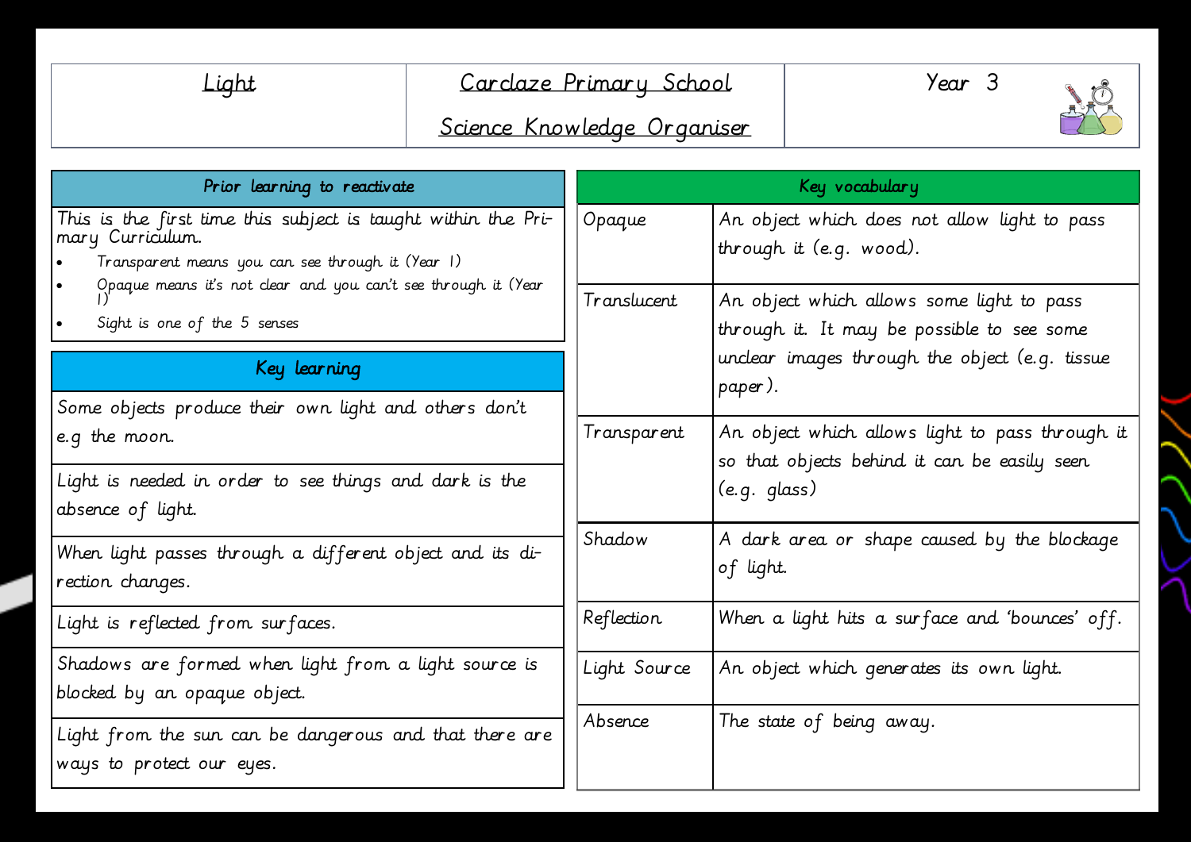# Light

## Carclaze Primary School

## Science Knowledge Organiser

**Year 3**

### Prior learning to reactivate

This is the first time this subject is taught within the Primary Curriculum.

- Transparent means you can see through it (Year 1)
- Opaque means it's not clear and you can't see through it (Year 1)
- Sight is one of the 5 senses

### Key learning

| Key learning |
|---|
| Some objects produce their own light and others don't e.g the moon. |
| Light is needed in order to see things and dark is the absence of light. |
| When light passes through a different object and its direction changes. |
| Light is reflected from surfaces. |
| Shadows are formed when light from a light source is blocked by an opaque object. |
| Light from the sun can be dangerous and that there are ways to protect our eyes. |

### Key vocabulary

| Word | Definition |
|---|---|
| Opaque | An object which does not allow light to pass through it (e.g. wood). |
| Translucent | An object which allows some light to pass through it. It may be possible to see some unclear images through the object (e.g. tissue paper). |
| Transparent | An object which allows light to pass through it so that objects behind it can be easily seen (e.g. glass) |
| Shadow | A dark area or shape caused by the blockage of light. |
| Reflection | When a light hits a surface and 'bounces' off. |
| Light Source | An object which generates its own light. |
| Absence | The state of being away. |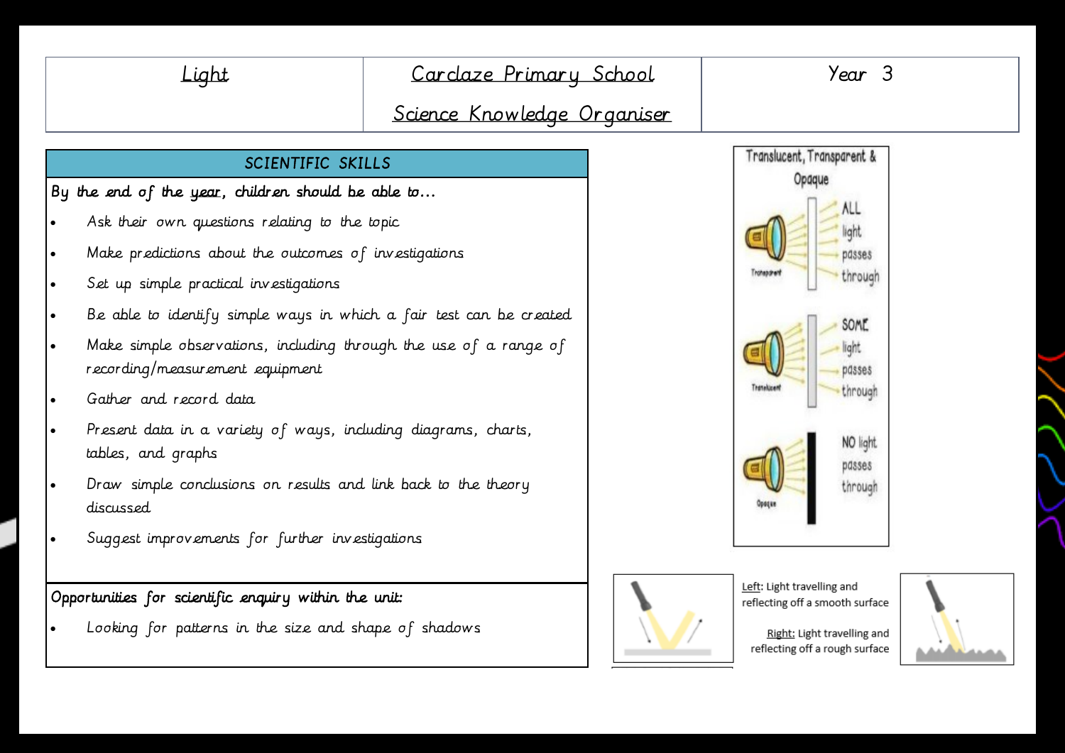| Light | Carclaze Primary School<br>Science Knowledge Organiser | Year 3 |
| --- | --- | --- |

## SCIENTIFIC SKILLS

By the end of the year, children should be able to…

- Ask their own questions relating to the topic
- Make predictions about the outcomes of investigations
- Set up simple practical investigations
- Be able to identify simple ways in which a fair test can be created
- Make simple observations, including through the use of a range of recording/measurement equipment
- Gather and record data
- Present data in a variety of ways, including diagrams, charts, tables, and graphs
- Draw simple conclusions on results and link back to the theory discussed
- Suggest improvements for further investigations

Opportunities for scientific enquiry within the unit:

- Looking for patterns in the size and shape of shadows

Translucent, Transparent & Opaque

Transparent — ALL light passes through

Translucent — SOME light passes through

Opaque — NO light passes through

Left: Light travelling and reflecting off a smooth surface

Right: Light travelling and reflecting off a rough surface